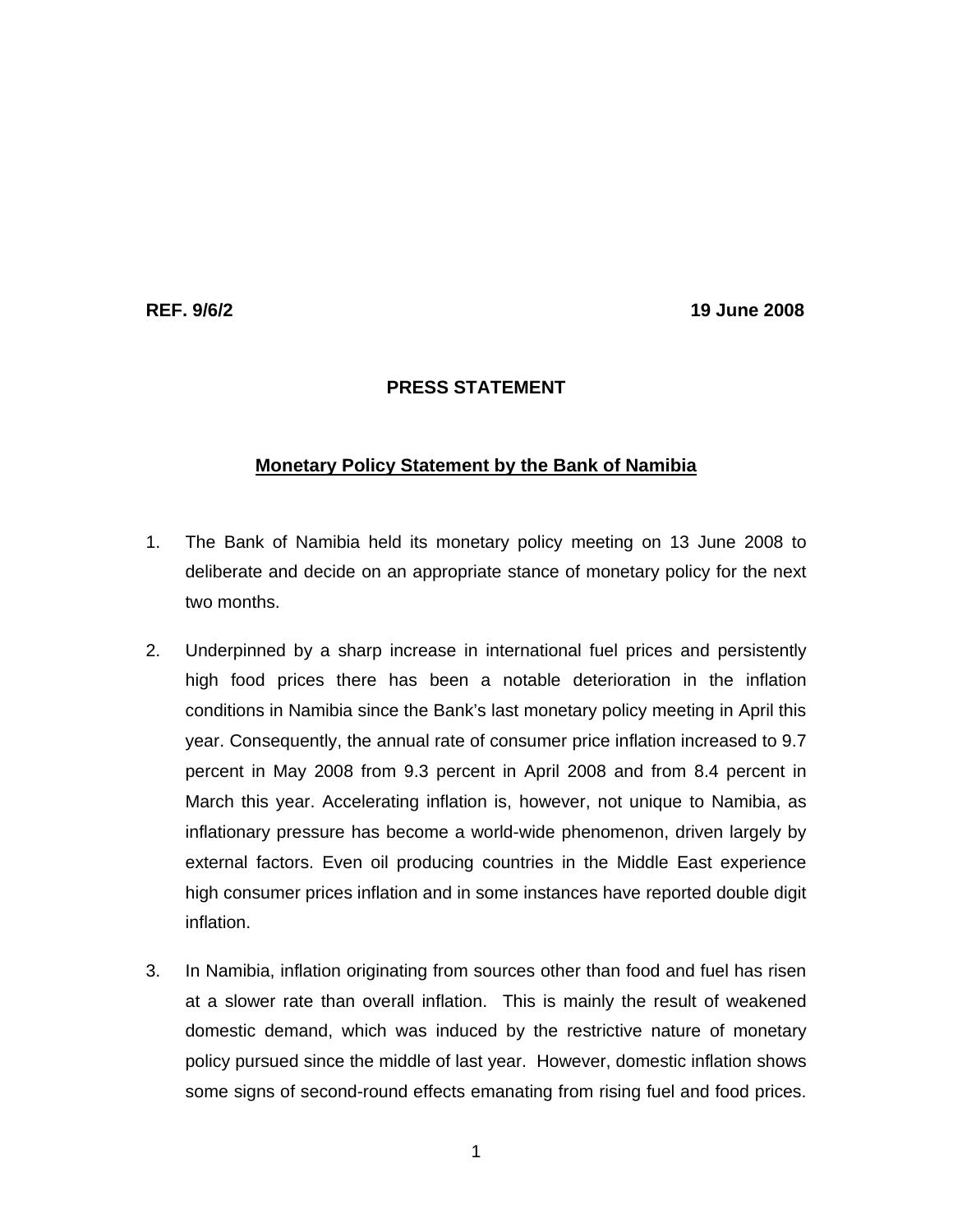**REF. 9/6/2** **19 June 2008**

**PRESS STATEMENT**

## Monetary Policy Statement by the Bank of Namibia

1. The Bank of Namibia held its monetary policy meeting on 13 June 2008 to deliberate and decide on an appropriate stance of monetary policy for the next two months.

2. Underpinned by a sharp increase in international fuel prices and persistently high food prices there has been a notable deterioration in the inflation conditions in Namibia since the Bank's last monetary policy meeting in April this year. Consequently, the annual rate of consumer price inflation increased to 9.7 percent in May 2008 from 9.3 percent in April 2008 and from 8.4 percent in March this year. Accelerating inflation is, however, not unique to Namibia, as inflationary pressure has become a world-wide phenomenon, driven largely by external factors. Even oil producing countries in the Middle East experience high consumer prices inflation and in some instances have reported double digit inflation.

3. In Namibia, inflation originating from sources other than food and fuel has risen at a slower rate than overall inflation. This is mainly the result of weakened domestic demand, which was induced by the restrictive nature of monetary policy pursued since the middle of last year. However, domestic inflation shows some signs of second-round effects emanating from rising fuel and food prices.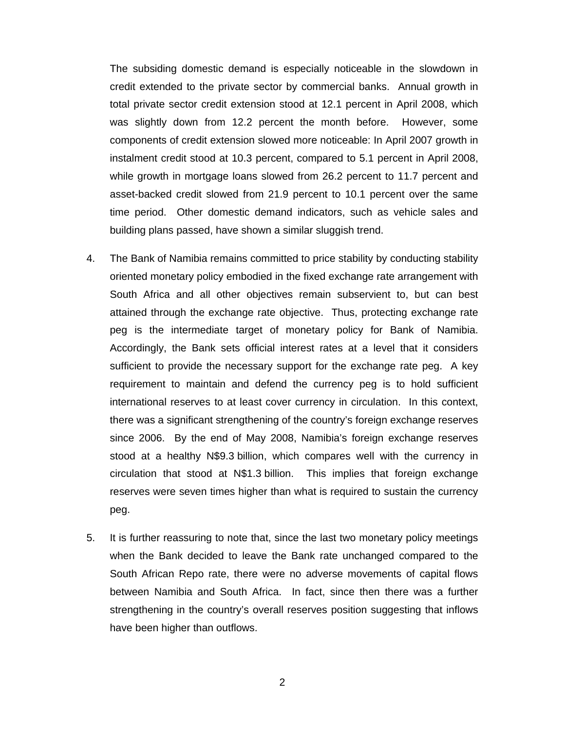The subsiding domestic demand is especially noticeable in the slowdown in credit extended to the private sector by commercial banks. Annual growth in total private sector credit extension stood at 12.1 percent in April 2008, which was slightly down from 12.2 percent the month before. However, some components of credit extension slowed more noticeable: In April 2007 growth in instalment credit stood at 10.3 percent, compared to 5.1 percent in April 2008, while growth in mortgage loans slowed from 26.2 percent to 11.7 percent and asset-backed credit slowed from 21.9 percent to 10.1 percent over the same time period. Other domestic demand indicators, such as vehicle sales and building plans passed, have shown a similar sluggish trend.

4. The Bank of Namibia remains committed to price stability by conducting stability oriented monetary policy embodied in the fixed exchange rate arrangement with South Africa and all other objectives remain subservient to, but can best attained through the exchange rate objective. Thus, protecting exchange rate peg is the intermediate target of monetary policy for Bank of Namibia. Accordingly, the Bank sets official interest rates at a level that it considers sufficient to provide the necessary support for the exchange rate peg. A key requirement to maintain and defend the currency peg is to hold sufficient international reserves to at least cover currency in circulation. In this context, there was a significant strengthening of the country's foreign exchange reserves since 2006. By the end of May 2008, Namibia's foreign exchange reserves stood at a healthy N$9.3 billion, which compares well with the currency in circulation that stood at N$1.3 billion. This implies that foreign exchange reserves were seven times higher than what is required to sustain the currency peg.

5. It is further reassuring to note that, since the last two monetary policy meetings when the Bank decided to leave the Bank rate unchanged compared to the South African Repo rate, there were no adverse movements of capital flows between Namibia and South Africa. In fact, since then there was a further strengthening in the country's overall reserves position suggesting that inflows have been higher than outflows.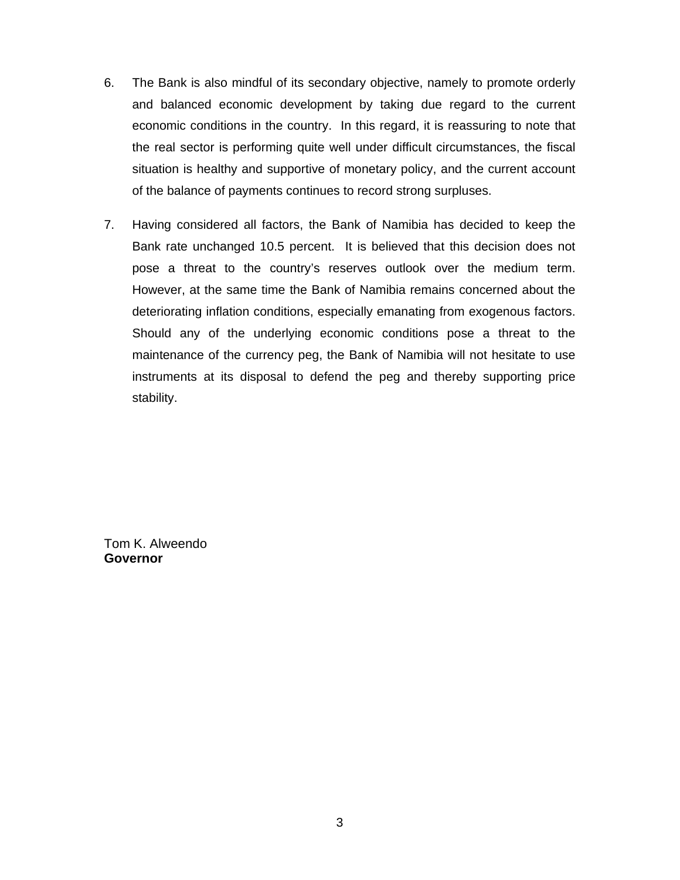6. The Bank is also mindful of its secondary objective, namely to promote orderly and balanced economic development by taking due regard to the current economic conditions in the country. In this regard, it is reassuring to note that the real sector is performing quite well under difficult circumstances, the fiscal situation is healthy and supportive of monetary policy, and the current account of the balance of payments continues to record strong surpluses.

7. Having considered all factors, the Bank of Namibia has decided to keep the Bank rate unchanged 10.5 percent. It is believed that this decision does not pose a threat to the country's reserves outlook over the medium term. However, at the same time the Bank of Namibia remains concerned about the deteriorating inflation conditions, especially emanating from exogenous factors. Should any of the underlying economic conditions pose a threat to the maintenance of the currency peg, the Bank of Namibia will not hesitate to use instruments at its disposal to defend the peg and thereby supporting price stability.

Tom K. Alweendo
**Governor**